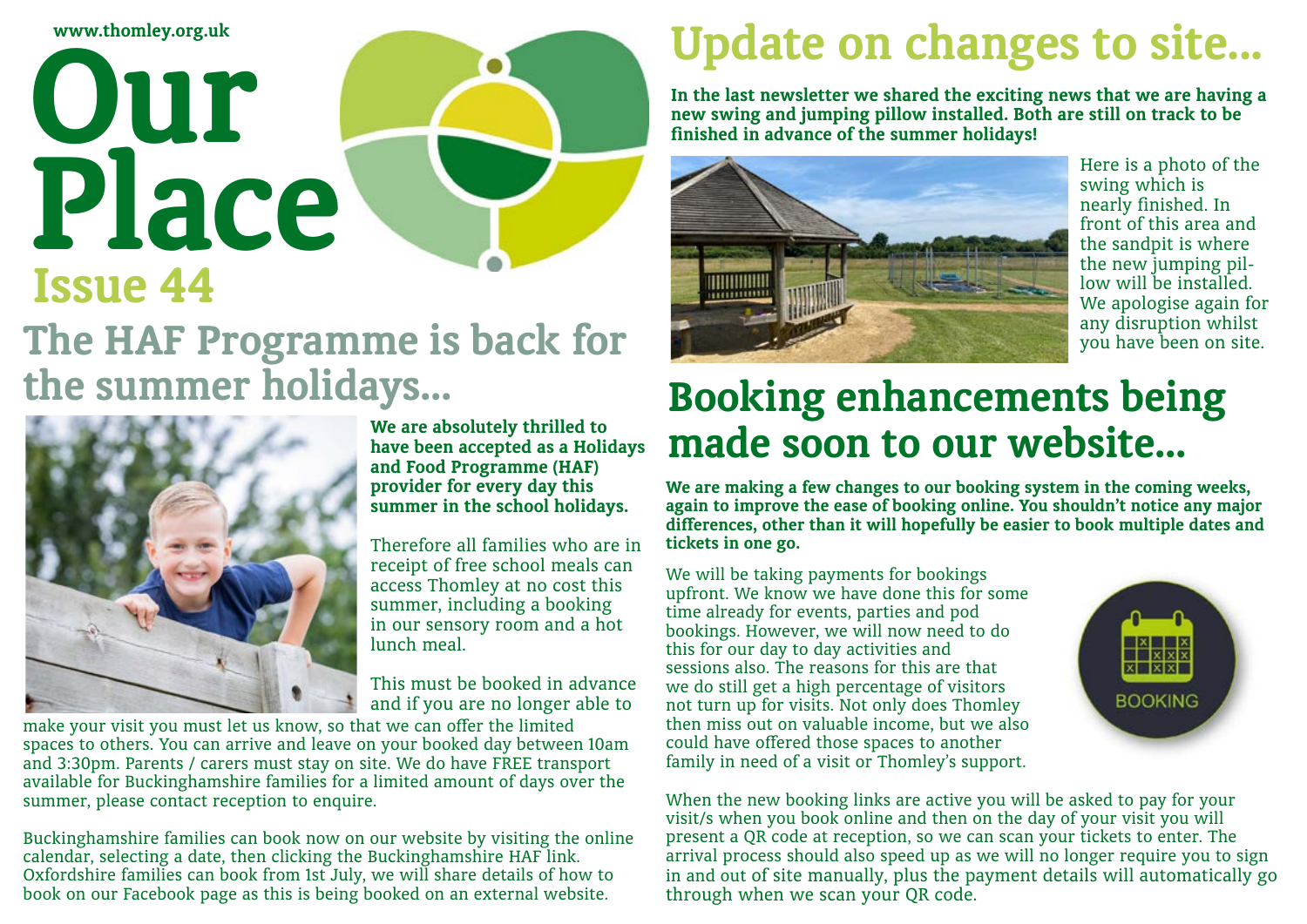www.thomley.org.uk

# Our Place

## Issue 44

## The HAF Programme is back for the summer holidays...

**We are absolutely thrilled to have been accepted as a Holidays and Food Programme (HAF) provider for every day this summer in the school holidays.**

Therefore all families who are in receipt of free school meals can access Thomley at no cost this summer, including a booking in our sensory room and a hot lunch meal.

This must be booked in advance and if you are no longer able to make your visit you must let us know, so that we can offer the limited spaces to others. You can arrive and leave on your booked day between 10am and 3:30pm. Parents / carers must stay on site. We do have FREE transport available for Buckinghamshire families for a limited amount of days over the summer, please contact reception to enquire.

Buckinghamshire families can book now on our website by visiting the online calendar, selecting a date, then clicking the Buckinghamshire HAF link. Oxfordshire families can book from 1st July, we will share details of how to book on our Facebook page as this is being booked on an external website.

## Update on changes to site...

**In the last newsletter we shared the exciting news that we are having a new swing and jumping pillow installed. Both are still on track to be finished in advance of the summer holidays!**

Here is a photo of the swing which is nearly finished. In front of this area and the sandpit is where the new jumping pillow will be installed. We apologise again for any disruption whilst you have been on site.

## Booking enhancements being made soon to our website...

**We are making a few changes to our booking system in the coming weeks, again to improve the ease of booking online. You shouldn't notice any major differences, other than it will hopefully be easier to book multiple dates and tickets in one go.**

We will be taking payments for bookings upfront. We know we have done this for some time already for events, parties and pod bookings. However, we will now need to do this for our day to day activities and sessions also. The reasons for this are that we do still get a high percentage of visitors not turn up for visits. Not only does Thomley then miss out on valuable income, but we also could have offered those spaces to another family in need of a visit or Thomley's support.

BOOKING

When the new booking links are active you will be asked to pay for your visit/s when you book online and then on the day of your visit you will present a QR code at reception, so we can scan your tickets to enter. The arrival process should also speed up as we will no longer require you to sign in and out of site manually, plus the payment details will automatically go through when we scan your QR code.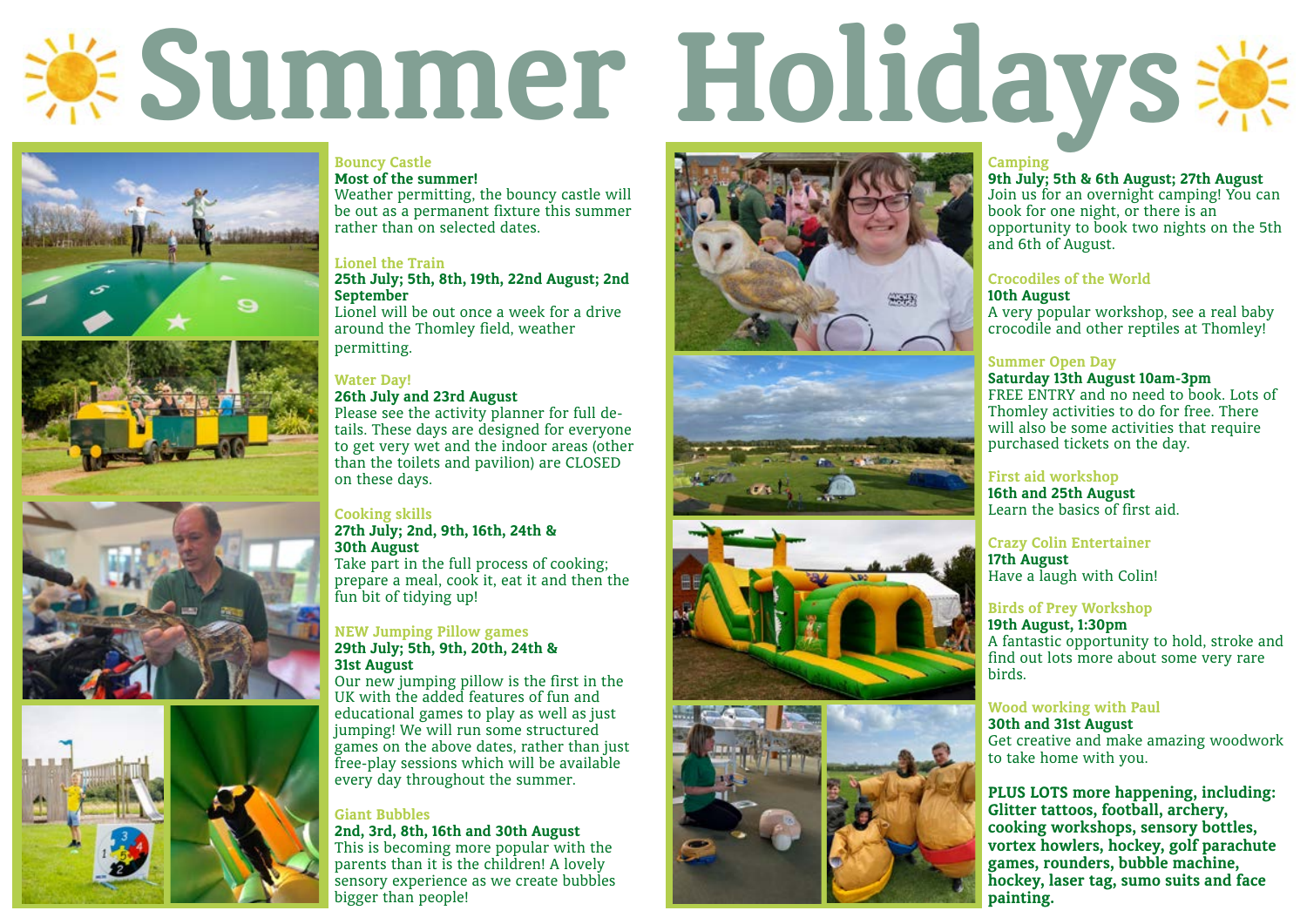# Summer Holidays

### Bouncy Castle

**Most of the summer!**

Weather permitting, the bouncy castle will be out as a permanent fixture this summer rather than on selected dates.

### Lionel the Train

**25th July; 5th, 8th, 19th, 22nd August; 2nd September**

Lionel will be out once a week for a drive around the Thomley field, weather permitting.

### Water Day!

**26th July and 23rd August**

Please see the activity planner for full details. These days are designed for everyone to get very wet and the indoor areas (other than the toilets and pavilion) are CLOSED on these days.

### Cooking skills

**27th July; 2nd, 9th, 16th, 24th & 30th August**

Take part in the full process of cooking; prepare a meal, cook it, eat it and then the fun bit of tidying up!

### NEW Jumping Pillow games

**29th July; 5th, 9th, 20th, 24th & 31st August**

Our new jumping pillow is the first in the UK with the added features of fun and educational games to play as well as just jumping! We will run some structured games on the above dates, rather than just free-play sessions which will be available every day throughout the summer.

### Giant Bubbles

**2nd, 3rd, 8th, 16th and 30th August**

This is becoming more popular with the parents than it is the children! A lovely sensory experience as we create bubbles bigger than people!

### Camping

**9th July; 5th & 6th August; 27th August**

Join us for an overnight camping! You can book for one night, or there is an opportunity to book two nights on the 5th and 6th of August.

### Crocodiles of the World

**10th August**

A very popular workshop, see a real baby crocodile and other reptiles at Thomley!

### Summer Open Day

**Saturday 13th August 10am-3pm**

FREE ENTRY and no need to book. Lots of Thomley activities to do for free. There will also be some activities that require purchased tickets on the day.

### First aid workshop

**16th and 25th August**

Learn the basics of first aid.

### Crazy Colin Entertainer

**17th August**

Have a laugh with Colin!

### Birds of Prey Workshop

**19th August, 1:30pm**

A fantastic opportunity to hold, stroke and find out lots more about some very rare birds.

### Wood working with Paul

**30th and 31st August**

Get creative and make amazing woodwork to take home with you.

**PLUS LOTS more happening, including: Glitter tattoos, football, archery, cooking workshops, sensory bottles, vortex howlers, hockey, golf parachute games, rounders, bubble machine, hockey, laser tag, sumo suits and face painting.**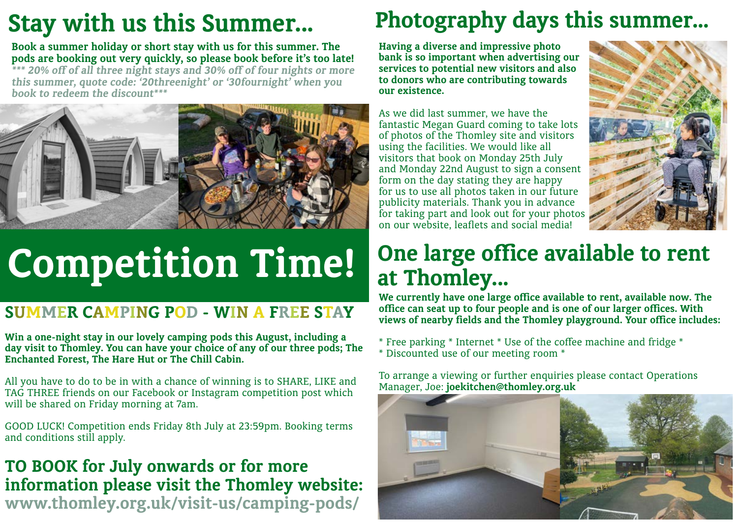# Stay with us this Summer...

**Book a summer holiday or short stay with us for this summer. The pods are booking out very quickly, so please book before it's too late!**
***** 20% off of all three night stays and 30% off of four nights or more this summer, quote code: '20threenight' or '30fournight' when you book to redeem the discount*****

# Competition Time!

## SUMMER CAMPING POD - WIN A FREE STAY

**Win a one-night stay in our lovely camping pods this August, including a day visit to Thomley. You can have your choice of any of our three pods; The Enchanted Forest, The Hare Hut or The Chill Cabin.**

All you have to do to be in with a chance of winning is to SHARE, LIKE and TAG THREE friends on our Facebook or Instagram competition post which will be shared on Friday morning at 7am.

GOOD LUCK! Competition ends Friday 8th July at 23:59pm. Booking terms and conditions still apply.

## TO BOOK for July onwards or for more information please visit the Thomley website: www.thomley.org.uk/visit-us/camping-pods/

# Photography days this summer...

**Having a diverse and impressive photo bank is so important when advertising our services to potential new visitors and also to donors who are contributing towards our existence.**

As we did last summer, we have the fantastic Megan Guard coming to take lots of photos of the Thomley site and visitors using the facilities. We would like all visitors that book on Monday 25th July and Monday 22nd August to sign a consent form on the day stating they are happy for us to use all photos taken in our future publicity materials. Thank you in advance for taking part and look out for your photos on our website, leaflets and social media!

# One large office available to rent at Thomley...

**We currently have one large office available to rent, available now. The office can seat up to four people and is one of our larger offices. With views of nearby fields and the Thomley playground. Your office includes:**

* Free parking * Internet * Use of the coffee machine and fridge *
* Discounted use of our meeting room *

To arrange a viewing or further enquiries please contact Operations Manager, Joe: **joekitchen@thomley.org.uk**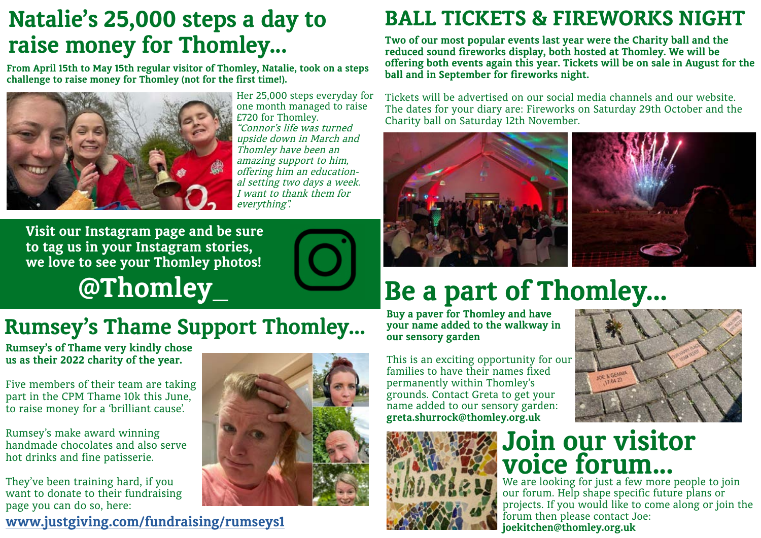# Natalie's 25,000 steps a day to raise money for Thomley...

**From April 15th to May 15th regular visitor of Thomley, Natalie, took on a steps challenge to raise money for Thomley (not for the first time!).**

Her 25,000 steps everyday for one month managed to raise £720 for Thomley.

*"Connor's life was turned upside down in March and Thomley have been an amazing support to him, offering him an educational setting two days a week. I want to thank them for everything".*

**Visit our Instagram page and be sure to tag us in your Instagram stories, we love to see your Thomley photos!**

## @Thomley_

# Rumsey's Thame Support Thomley...

**Rumsey's of Thame very kindly chose us as their 2022 charity of the year.**

Five members of their team are taking part in the CPM Thame 10k this June, to raise money for a 'brilliant cause'.

Rumsey's make award winning handmade chocolates and also serve hot drinks and fine patisserie.

They've been training hard, if you want to donate to their fundraising page you can do so, here:

**www.justgiving.com/fundraising/rumseys1**

# BALL TICKETS & FIREWORKS NIGHT

**Two of our most popular events last year were the Charity ball and the reduced sound fireworks display, both hosted at Thomley. We will be offering both events again this year. Tickets will be on sale in August for the ball and in September for fireworks night.**

Tickets will be advertised on our social media channels and our website. The dates for your diary are: Fireworks on Saturday 29th October and the Charity ball on Saturday 12th November.

# Be a part of Thomley...

**Buy a paver for Thomley and have your name added to the walkway in our sensory garden**

This is an exciting opportunity for our families to have their names fixed permanently within Thomley's grounds. Contact Greta to get your name added to our sensory garden: **greta.shurrock@thomley.org.uk**

# Join our visitor voice forum...

We are looking for just a few more people to join our forum. Help shape specific future plans or projects. If you would like to come along or join the forum then please contact Joe: **joekitchen@thomley.org.uk**